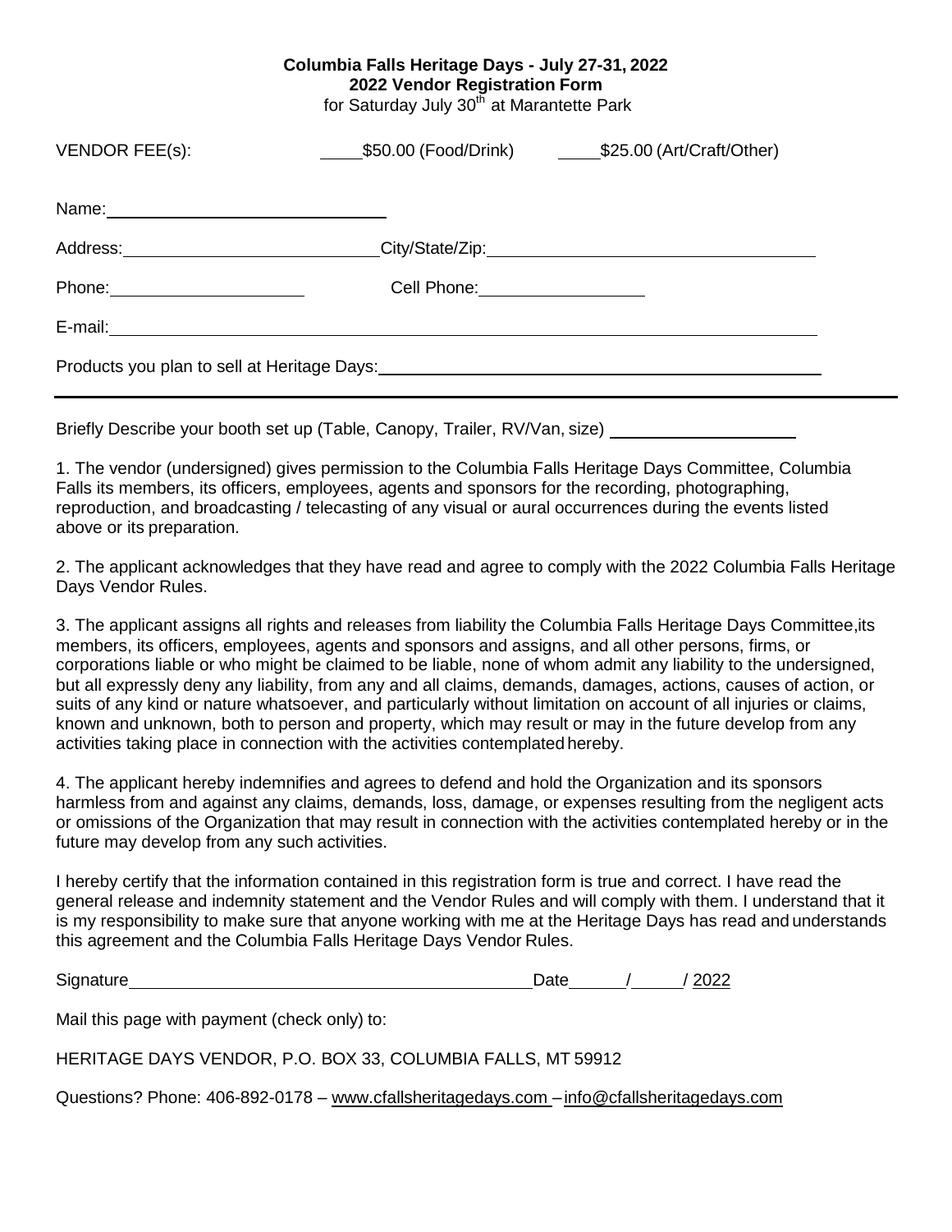**Columbia Falls Heritage Days - July 27-31, 2022**
**2022 Vendor Registration Form**
for Saturday July 30th at Marantette Park

VENDOR FEE(s): ____\$50.00 (Food/Drink) ____\$25.00 (Art/Craft/Other)

Name: ______________________________

Address: ____________________________ City/State/Zip: ____________________________________

Phone: _____________________ Cell Phone: __________________

E-mail: ____________________________________________________________________________

Products you plan to sell at Heritage Days: __________________________________________________

---

Briefly Describe your booth set up (Table, Canopy, Trailer, RV/Van, size) ____________________

1. The vendor (undersigned) gives permission to the Columbia Falls Heritage Days Committee, Columbia Falls its members, its officers, employees, agents and sponsors for the recording, photographing, reproduction, and broadcasting / telecasting of any visual or aural occurrences during the events listed above or its preparation.

2. The applicant acknowledges that they have read and agree to comply with the 2022 Columbia Falls Heritage Days Vendor Rules.

3. The applicant assigns all rights and releases from liability the Columbia Falls Heritage Days Committee,its members, its officers, employees, agents and sponsors and assigns, and all other persons, firms, or corporations liable or who might be claimed to be liable, none of whom admit any liability to the undersigned, but all expressly deny any liability, from any and all claims, demands, damages, actions, causes of action, or suits of any kind or nature whatsoever, and particularly without limitation on account of all injuries or claims, known and unknown, both to person and property, which may result or may in the future develop from any activities taking place in connection with the activities contemplated hereby.

4. The applicant hereby indemnifies and agrees to defend and hold the Organization and its sponsors harmless from and against any claims, demands, loss, damage, or expenses resulting from the negligent acts or omissions of the Organization that may result in connection with the activities contemplated hereby or in the future may develop from any such activities.

I hereby certify that the information contained in this registration form is true and correct. I have read the general release and indemnity statement and the Vendor Rules and will comply with them. I understand that it is my responsibility to make sure that anyone working with me at the Heritage Days has read and understands this agreement and the Columbia Falls Heritage Days Vendor Rules.

Signature ____________________________________________ Date ______ / _____ / 2022

Mail this page with payment (check only) to:

HERITAGE DAYS VENDOR, P.O. BOX 33, COLUMBIA FALLS, MT 59912

Questions? Phone: 406-892-0178 – www.cfallsheritagedays.com – info@cfallsheritagedays.com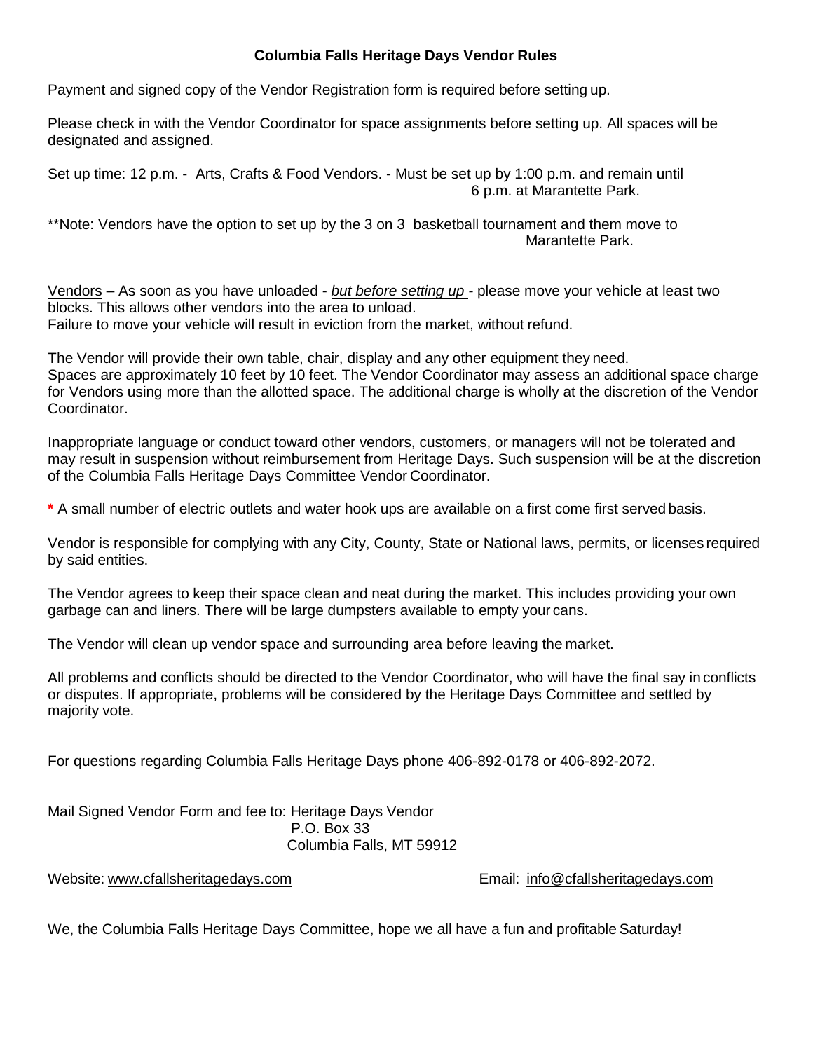**Columbia Falls Heritage Days Vendor Rules**

Payment and signed copy of the Vendor Registration form is required before setting up.

Please check in with the Vendor Coordinator for space assignments before setting up. All spaces will be designated and assigned.

Set up time: 12 p.m. - Arts, Crafts & Food Vendors. - Must be set up by 1:00 p.m. and remain until 6 p.m. at Marantette Park.

**Note: Vendors have the option to set up by the 3 on 3 basketball tournament and them move to Marantette Park.

Vendors – As soon as you have unloaded - ***but before setting up*** - please move your vehicle at least two blocks. This allows other vendors into the area to unload.
Failure to move your vehicle will result in eviction from the market, without refund.

The Vendor will provide their own table, chair, display and any other equipment they need.
Spaces are approximately 10 feet by 10 feet. The Vendor Coordinator may assess an additional space charge for Vendors using more than the allotted space. The additional charge is wholly at the discretion of the Vendor Coordinator.

Inappropriate language or conduct toward other vendors, customers, or managers will not be tolerated and may result in suspension without reimbursement from Heritage Days. Such suspension will be at the discretion of the Columbia Falls Heritage Days Committee Vendor Coordinator.

**\*** A small number of electric outlets and water hook ups are available on a first come first served basis.

Vendor is responsible for complying with any City, County, State or National laws, permits, or licenses required by said entities.

The Vendor agrees to keep their space clean and neat during the market. This includes providing your own garbage can and liners. There will be large dumpsters available to empty your cans.

The Vendor will clean up vendor space and surrounding area before leaving the market.

All problems and conflicts should be directed to the Vendor Coordinator, who will have the final say in conflicts or disputes. If appropriate, problems will be considered by the Heritage Days Committee and settled by majority vote.

For questions regarding Columbia Falls Heritage Days phone 406-892-0178 or 406-892-2072.

Mail Signed Vendor Form and fee to: Heritage Days Vendor
P.O. Box 33
Columbia Falls, MT 59912

Website: www.cfallsheritagedays.com

Email: info@cfallsheritagedays.com

We, the Columbia Falls Heritage Days Committee, hope we all have a fun and profitable Saturday!